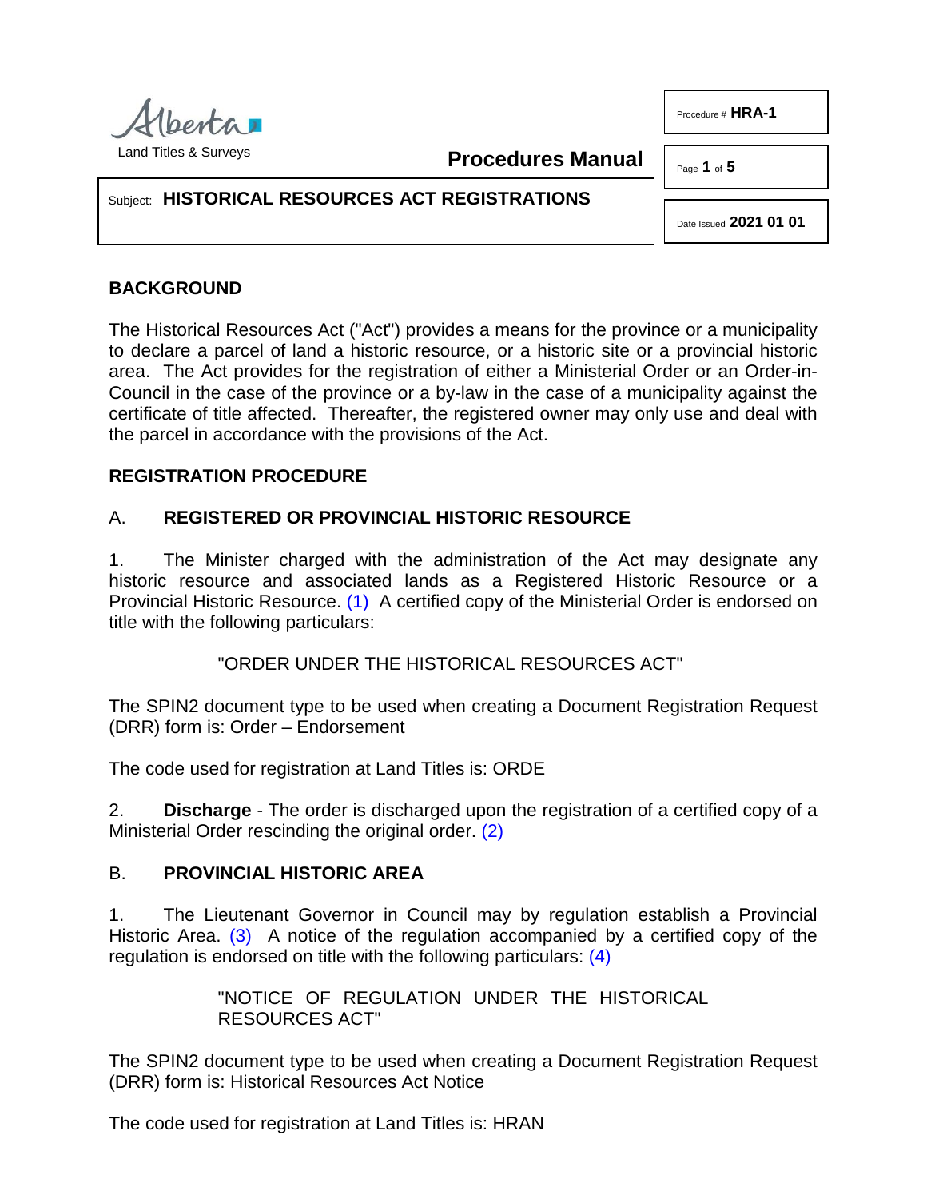Alberta
Land Titles & Surveys

**Procedures Manual**

Procedure # **HRA-1**

Date Issued **2021 01 01**

Subject: **HISTORICAL RESOURCES ACT REGISTRATIONS**

## BACKGROUND

The Historical Resources Act ("Act") provides a means for the province or a municipality to declare a parcel of land a historic resource, or a historic site or a provincial historic area. The Act provides for the registration of either a Ministerial Order or an Order-in-Council in the case of the province or a by-law in the case of a municipality against the certificate of title affected. Thereafter, the registered owner may only use and deal with the parcel in accordance with the provisions of the Act.

## REGISTRATION PROCEDURE

### A. REGISTERED OR PROVINCIAL HISTORIC RESOURCE

1. The Minister charged with the administration of the Act may designate any historic resource and associated lands as a Registered Historic Resource or a Provincial Historic Resource. (1) A certified copy of the Ministerial Order is endorsed on title with the following particulars:

"ORDER UNDER THE HISTORICAL RESOURCES ACT"

The SPIN2 document type to be used when creating a Document Registration Request (DRR) form is: Order – Endorsement

The code used for registration at Land Titles is: ORDE

2. **Discharge** - The order is discharged upon the registration of a certified copy of a Ministerial Order rescinding the original order. (2)

### B. PROVINCIAL HISTORIC AREA

1. The Lieutenant Governor in Council may by regulation establish a Provincial Historic Area. (3) A notice of the regulation accompanied by a certified copy of the regulation is endorsed on title with the following particulars: (4)

"NOTICE OF REGULATION UNDER THE HISTORICAL RESOURCES ACT"

The SPIN2 document type to be used when creating a Document Registration Request (DRR) form is: Historical Resources Act Notice

The code used for registration at Land Titles is: HRAN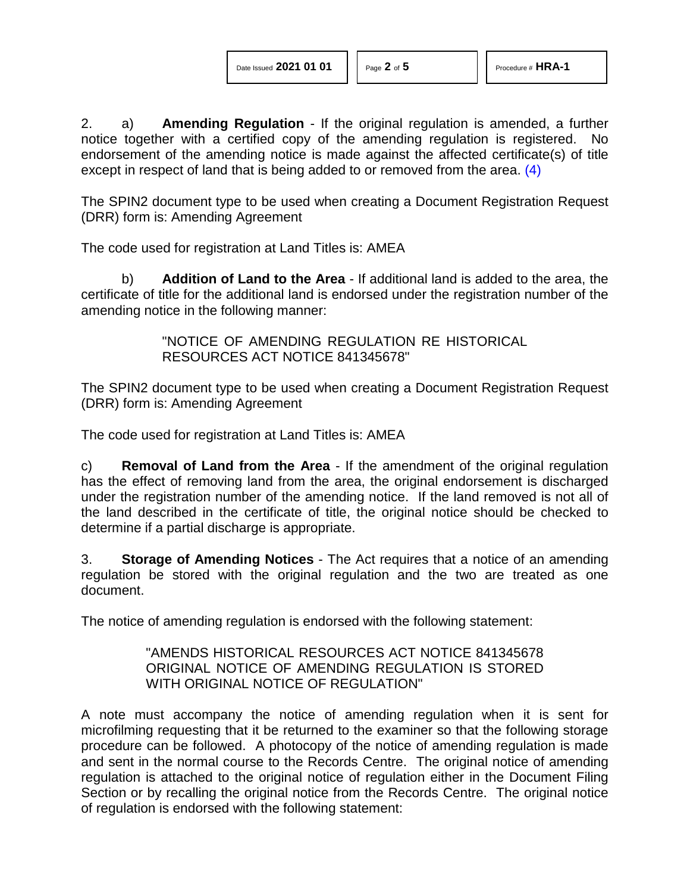2. a) **Amending Regulation** - If the original regulation is amended, a further notice together with a certified copy of the amending regulation is registered. No endorsement of the amending notice is made against the affected certificate(s) of title except in respect of land that is being added to or removed from the area. (4)

The SPIN2 document type to be used when creating a Document Registration Request (DRR) form is: Amending Agreement

The code used for registration at Land Titles is: AMEA

b) **Addition of Land to the Area** - If additional land is added to the area, the certificate of title for the additional land is endorsed under the registration number of the amending notice in the following manner:

> "NOTICE OF AMENDING REGULATION RE HISTORICAL RESOURCES ACT NOTICE 841345678"

The SPIN2 document type to be used when creating a Document Registration Request (DRR) form is: Amending Agreement

The code used for registration at Land Titles is: AMEA

c) **Removal of Land from the Area** - If the amendment of the original regulation has the effect of removing land from the area, the original endorsement is discharged under the registration number of the amending notice. If the land removed is not all of the land described in the certificate of title, the original notice should be checked to determine if a partial discharge is appropriate.

3. **Storage of Amending Notices** - The Act requires that a notice of an amending regulation be stored with the original regulation and the two are treated as one document.

The notice of amending regulation is endorsed with the following statement:

> "AMENDS HISTORICAL RESOURCES ACT NOTICE 841345678 ORIGINAL NOTICE OF AMENDING REGULATION IS STORED WITH ORIGINAL NOTICE OF REGULATION"

A note must accompany the notice of amending regulation when it is sent for microfilming requesting that it be returned to the examiner so that the following storage procedure can be followed. A photocopy of the notice of amending regulation is made and sent in the normal course to the Records Centre. The original notice of amending regulation is attached to the original notice of regulation either in the Document Filing Section or by recalling the original notice from the Records Centre. The original notice of regulation is endorsed with the following statement: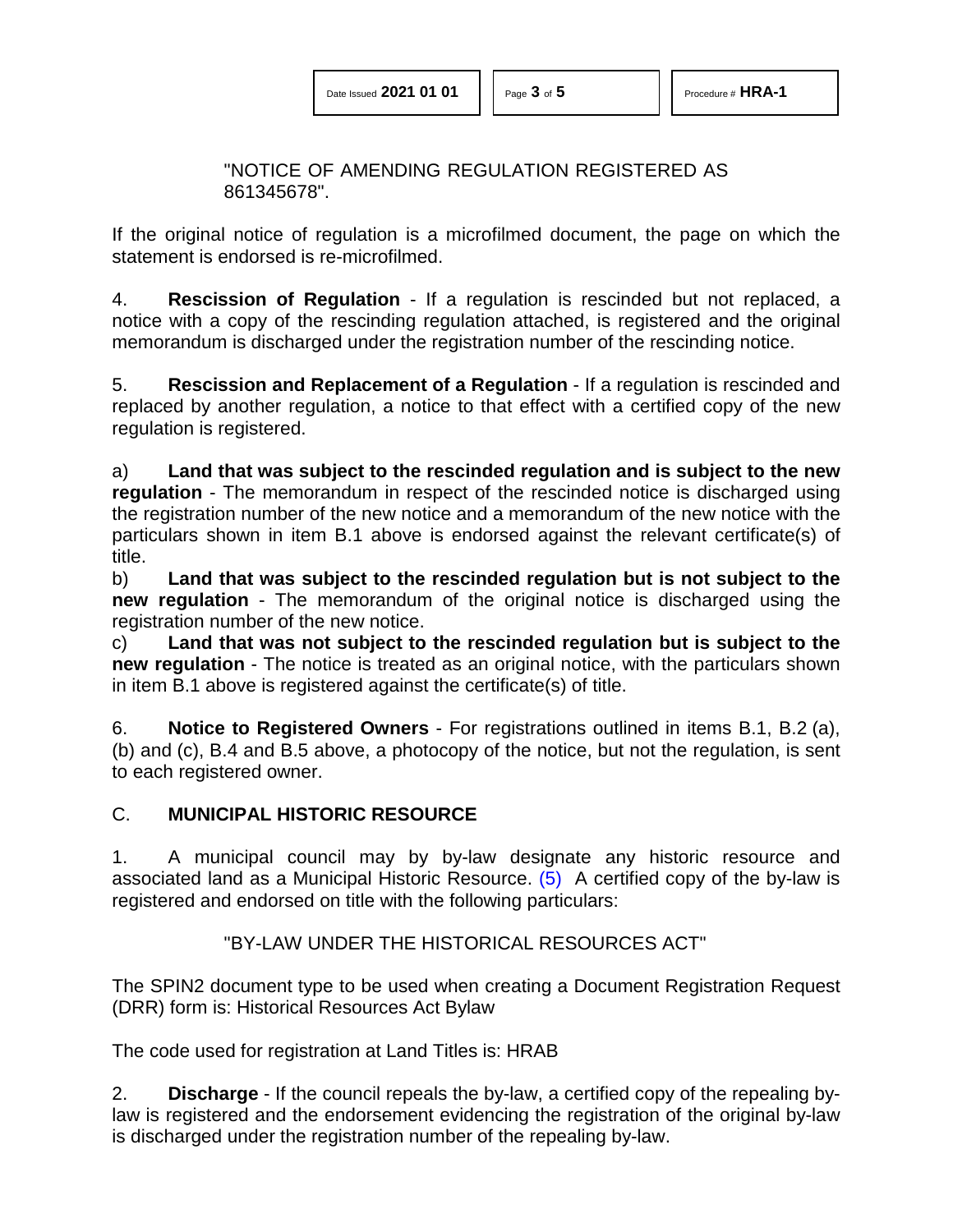"NOTICE OF AMENDING REGULATION REGISTERED AS 861345678".

If the original notice of regulation is a microfilmed document, the page on which the statement is endorsed is re-microfilmed.

4. **Rescission of Regulation** - If a regulation is rescinded but not replaced, a notice with a copy of the rescinding regulation attached, is registered and the original memorandum is discharged under the registration number of the rescinding notice.

5. **Rescission and Replacement of a Regulation** - If a regulation is rescinded and replaced by another regulation, a notice to that effect with a certified copy of the new regulation is registered.

a) **Land that was subject to the rescinded regulation and is subject to the new regulation** - The memorandum in respect of the rescinded notice is discharged using the registration number of the new notice and a memorandum of the new notice with the particulars shown in item B.1 above is endorsed against the relevant certificate(s) of title.

b) **Land that was subject to the rescinded regulation but is not subject to the new regulation** - The memorandum of the original notice is discharged using the registration number of the new notice.

c) **Land that was not subject to the rescinded regulation but is subject to the new regulation** - The notice is treated as an original notice, with the particulars shown in item B.1 above is registered against the certificate(s) of title.

6. **Notice to Registered Owners** - For registrations outlined in items B.1, B.2 (a), (b) and (c), B.4 and B.5 above, a photocopy of the notice, but not the regulation, is sent to each registered owner.

## C. MUNICIPAL HISTORIC RESOURCE

1. A municipal council may by by-law designate any historic resource and associated land as a Municipal Historic Resource. (5) A certified copy of the by-law is registered and endorsed on title with the following particulars:

"BY-LAW UNDER THE HISTORICAL RESOURCES ACT"

The SPIN2 document type to be used when creating a Document Registration Request (DRR) form is: Historical Resources Act Bylaw

The code used for registration at Land Titles is: HRAB

2. **Discharge** - If the council repeals the by-law, a certified copy of the repealing by-law is registered and the endorsement evidencing the registration of the original by-law is discharged under the registration number of the repealing by-law.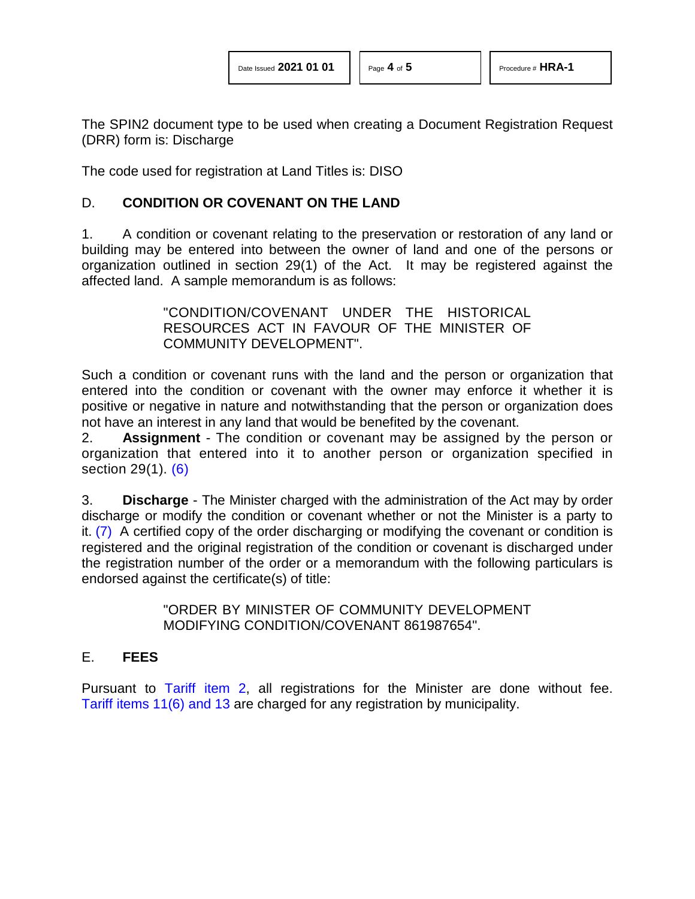The SPIN2 document type to be used when creating a Document Registration Request (DRR) form is: Discharge

The code used for registration at Land Titles is: DISO

## D. CONDITION OR COVENANT ON THE LAND

1. A condition or covenant relating to the preservation or restoration of any land or building may be entered into between the owner of land and one of the persons or organization outlined in section 29(1) of the Act. It may be registered against the affected land. A sample memorandum is as follows:

> "CONDITION/COVENANT UNDER THE HISTORICAL RESOURCES ACT IN FAVOUR OF THE MINISTER OF COMMUNITY DEVELOPMENT".

Such a condition or covenant runs with the land and the person or organization that entered into the condition or covenant with the owner may enforce it whether it is positive or negative in nature and notwithstanding that the person or organization does not have an interest in any land that would be benefited by the covenant.

2. **Assignment** - The condition or covenant may be assigned by the person or organization that entered into it to another person or organization specified in section 29(1). (6)

3. **Discharge** - The Minister charged with the administration of the Act may by order discharge or modify the condition or covenant whether or not the Minister is a party to it. (7) A certified copy of the order discharging or modifying the covenant or condition is registered and the original registration of the condition or covenant is discharged under the registration number of the order or a memorandum with the following particulars is endorsed against the certificate(s) of title:

> "ORDER BY MINISTER OF COMMUNITY DEVELOPMENT MODIFYING CONDITION/COVENANT 861987654".

## E. FEES

Pursuant to Tariff item 2, all registrations for the Minister are done without fee. Tariff items 11(6) and 13 are charged for any registration by municipality.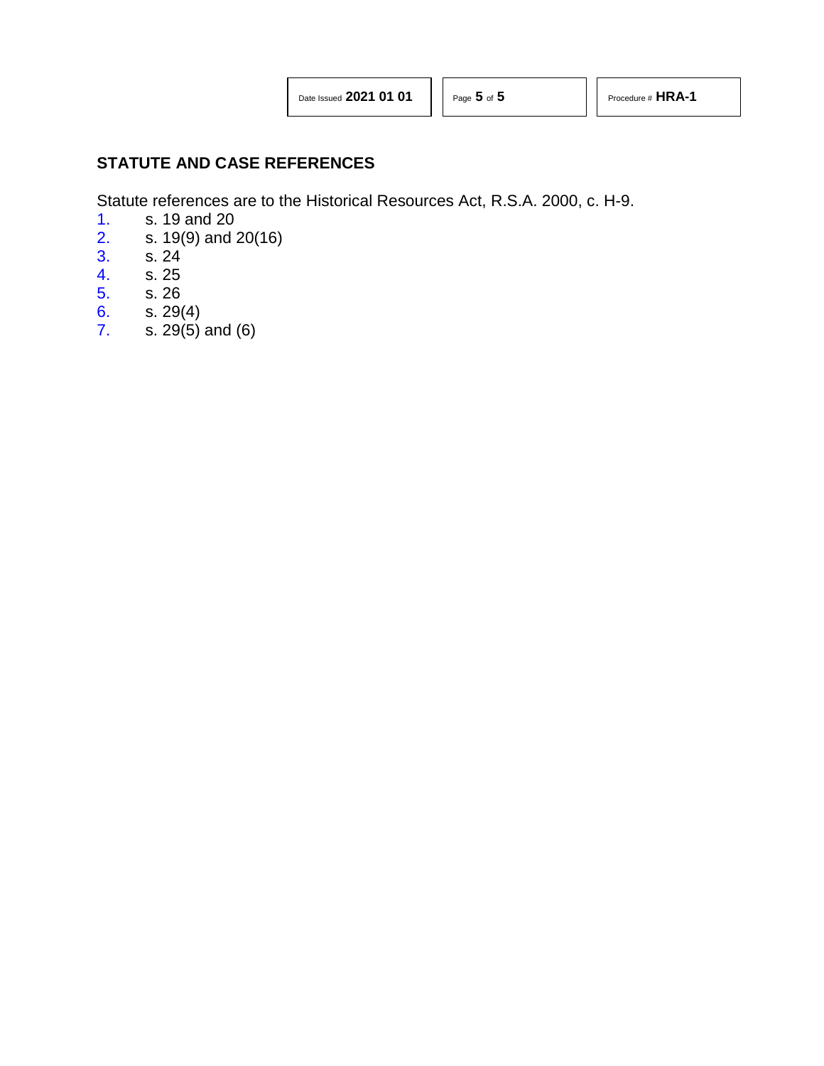## STATUTE AND CASE REFERENCES

Statute references are to the Historical Resources Act, R.S.A. 2000, c. H-9.

1. s. 19 and 20
2. s. 19(9) and 20(16)
3. s. 24
4. s. 25
5. s. 26
6. s. 29(4)
7. s. 29(5) and (6)